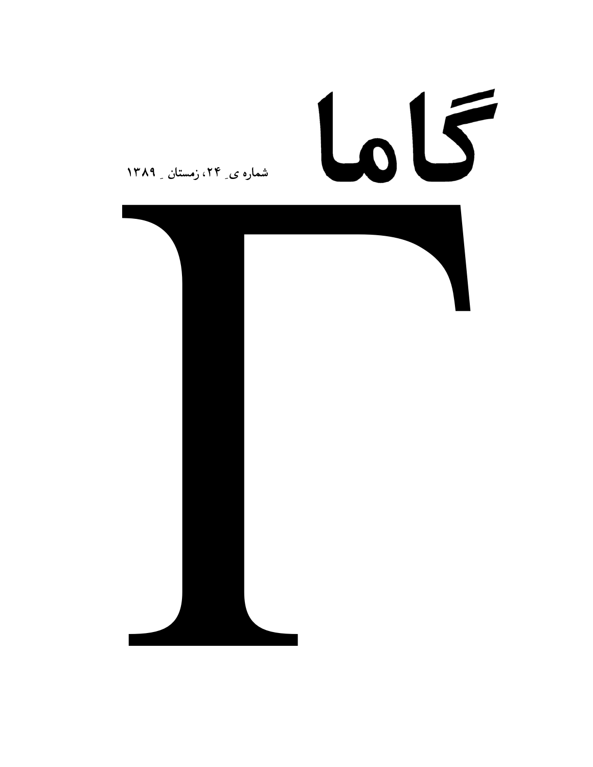# گاما

شماره ی ۲۴، زمستان ۱۳۸۹

# Γ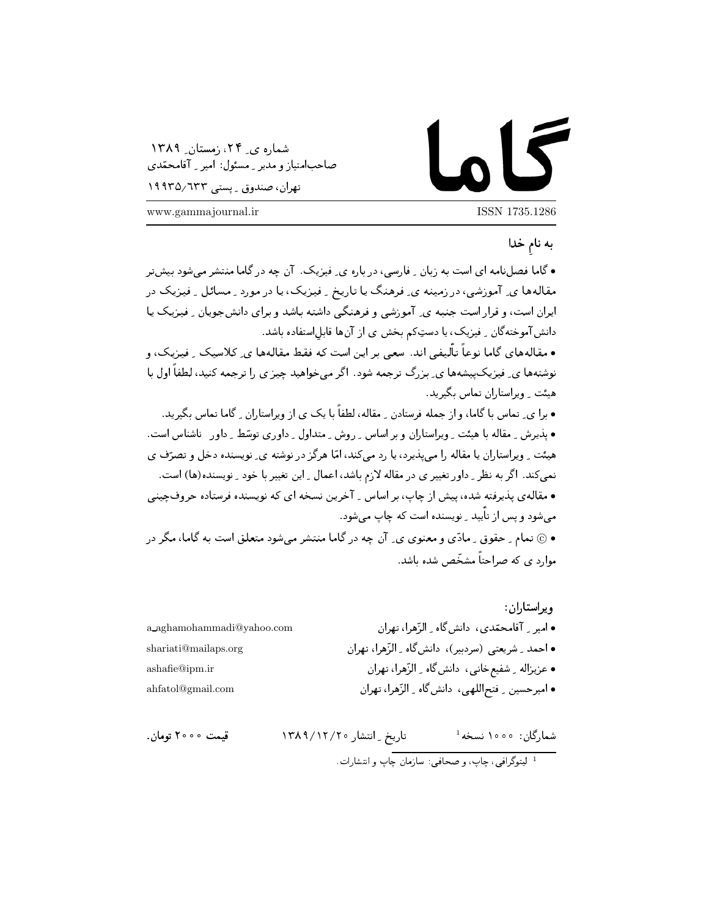# گاما

شماره ی ِ ۲۴، زمستان ِ ۱۳۸۹
صاحب‌امتیاز و مدیر ِ مسئول: امیر ِ آقامحمّدی
تهران، صندوق ِ پستی ۱۹۹۳۵/۶۳۳

ISSN 1735.1286 | www.gammajournal.ir

**به نام ِ خدا**

• گاما فصل‌نامه ای است به زبان ِ فارسی، درباره ی ِ فیزیک. آن چه در گاما منتشر می‌شود بیش‌تر مقاله‌ها ی ِ آموزشی، در زمینه ی ِ فرهنگ یا تاریخ ِ فیزیک، یا در مورد ِ مسائل ِ فیزیک در ایران است، و قرار است جنبه ی ِ آموزشی و فرهنگی داشته باشد و برای دانش‌جویان ِ فیزیک یا دانش‌آموخته‌گان ِ فیزیک، یا دست‌ِکم بخش ی از آن‌ها قابل‌ِاستفاده باشد.

• مقاله‌های گاما نوعاً تألیفی اند. سعی بر این است که فقط مقاله‌ها ی ِ کلاسیک ِ فیزیک، و نوشته‌ها ی ِ فیزیک‌پیشه‌ها ی ِ بزرگ ترجمه شود. اگر می‌خواهید چیز ی را ترجمه کنید، لطفاً اول با هیئت ِ ویراستاران تماس بگیرید.

• برا ی ِ تماس با گاما، و از جمله فرستادن ِ مقاله، لطفاً با یک ی از ویراستاران ِ گاما تماس بگیرید.

• پذیرش ِ مقاله با هیئت ِ ویراستاران و بر اساس ِ روش ِ متداول ِ داوری توسّط ِ داور ِ ناشناس است. هیئت ِ ویراستاران یا مقاله را می‌پذیرد، یا رد می‌کند، امّا هرگز در نوشته ی ِ نویسنده دخل و تصرّف ی نمی‌کند. اگر به نظر ِ داور تغییر ی در مقاله لازم باشد، اعمال ِ این تغییر با خود ِ نویسنده(ها) است.

• مقاله‌ی پذیرفته شده، پیش از چاپ، بر اساس ِ آخرین نسخه ای که نویسنده فرستاده حروف‌چینی می‌شود و پس از تأیید ِ نویسنده است که چاپ می‌شود.

• © تمام ِ حقوق ِ مادّی و معنوی ی ِ آن چه در گاما منتشر می‌شود متعلق است به گاما، مگر در موارد ی که صراحتاً مشخّص شده باشد.

**ویراستاران:**

• امیر ِ آقامحمّدی، دانش‌گاه ِ الزّهرا، تهران — a_aghamohammadi@yahoo.com
• احمد ِ شریعتی (سردبیر)، دانش‌گاه ِ الزّهرا، تهران — shariati@mailaps.org
• عزیزاله ِ شفیع‌خانی، دانش‌گاه ِ الزّهرا، تهران — ashafie@ipm.ir
• امیرحسین ِ فتح‌اللهی، دانش‌گاه ِ الزّهرا، تهران — ahfatol@gmail.com

شمارگان: ۱۰۰۰ نسخه[1] تاریخ ِ انتشار ۱۳۸۹/۱۲/۲۰ **قیمت ۲۰۰۰ تومان.**

[1] لیتوگرافی، چاپ، و صحافی: سازمان چاپ و انتشارات.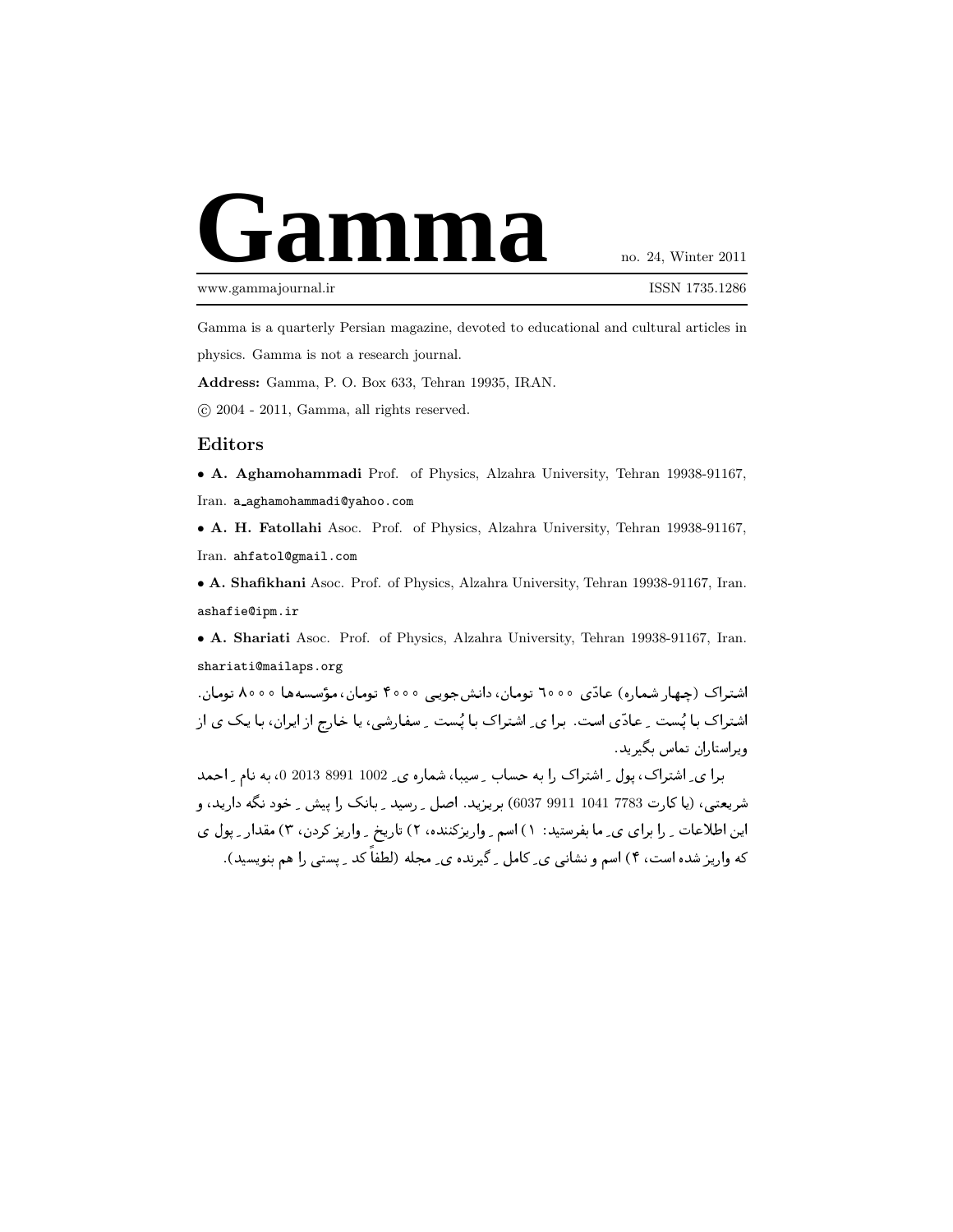# Gamma

no. 24, Winter 2011

www.gammajournal.ir ISSN 1735.1286

Gamma is a quarterly Persian magazine, devoted to educational and cultural articles in physics. Gamma is not a research journal.

**Address:** Gamma, P. O. Box 633, Tehran 19935, IRAN.

© 2004 - 2011, Gamma, all rights reserved.

## Editors

- **A. Aghamohammadi** Prof. of Physics, Alzahra University, Tehran 19938-91167, Iran. a_aghamohammadi@yahoo.com
- **A. H. Fatollahi** Asoc. Prof. of Physics, Alzahra University, Tehran 19938-91167, Iran. ahfatol@gmail.com
- **A. Shafikhani** Asoc. Prof. of Physics, Alzahra University, Tehran 19938-91167, Iran. ashafie@ipm.ir
- **A. Shariati** Asoc. Prof. of Physics, Alzahra University, Tehran 19938-91167, Iran. shariati@mailaps.org

اشتراک (چهار شماره) عادّی ۶۰۰۰ تومان، دانش‌جویی ۴۰۰۰ تومان، مؤسسه‌ها ۸۰۰۰ تومان. اشتراک با پُست ِ عادّی است. برا یِ اشتراک با پُست ِ سفارشی، یا خارج از ایران، با یک ی از ویراستاران تماس بگیرید.

برا یِ اشتراک، پول ِ اشتراک را به حساب ِ سیبا، شماره یِ 0 2013 8991 1002، به نام ِ احمد شریعتی، (یا کارت 6037 9911 1041 7783) بریزید. اصل ِ رسید ِ بانک را پیش ِ خود نگه دارید، و این اطلاعات ِ را برای یِ ما بفرستید: ۱) اسم ِ واریزکننده، ۲) تاریخ ِ واریز کردن، ۳) مقدار ِ پول ی که واریز شده است، ۴) اسم و نشانی یِ کامل ِ گیرنده یِ مجله (لطفاً کد ِ پستی را هم بنویسید).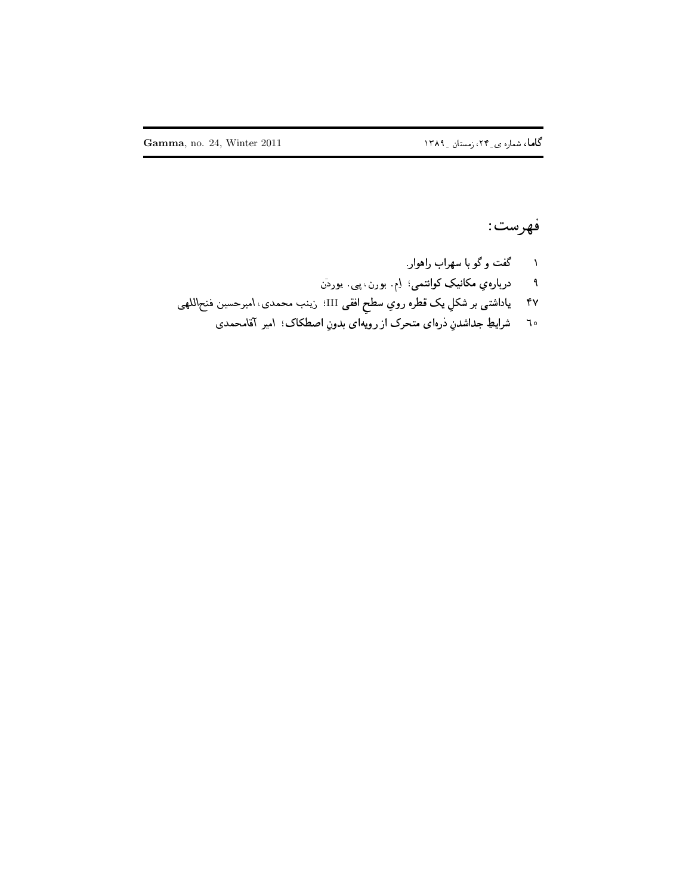# فهرست:

۱ گفت و گو با سهراب راهوار.

۹ درباره‌یِ مکانیکِ کوانتمی؛ اِم. بورن، پی. یوردَن

۴۷ یاداشتی بر شکلِ یک قطره رویِ سطحِ افقی III؛ زینب محمدی، امیرحسین فتح‌اللهی

۶۰ شرایطِ جداشدنِ ذره‌ای متحرک از رویه‌ای بدونِ اصطکاک؛ امیر آقامحمدی